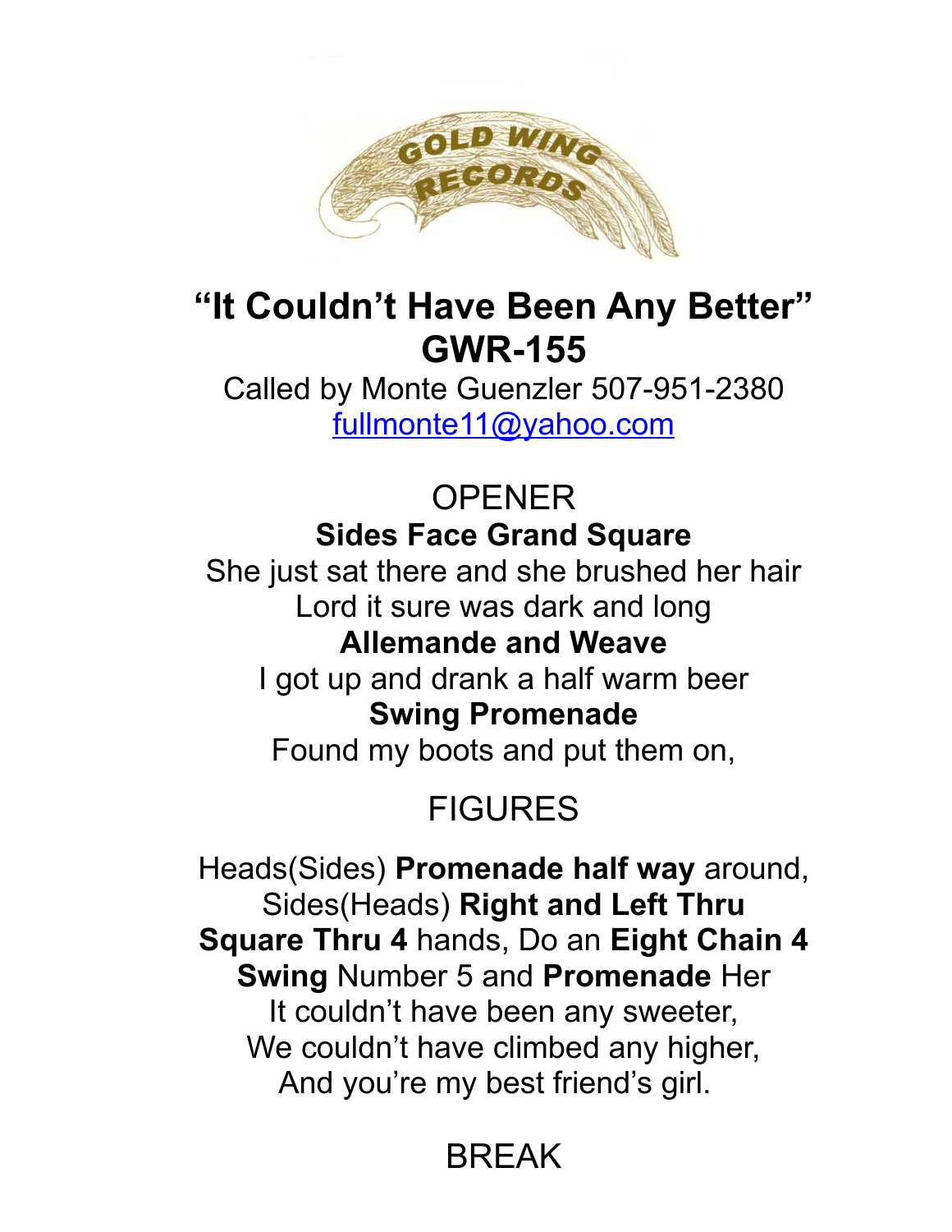GOLD WING RECORDS

# "It Couldn't Have Been Any Better"
# GWR-155

Called by Monte Guenzler 507-951-2380
[fullmonte11@yahoo.com](mailto:fullmonte11@yahoo.com)

## OPENER

**Sides Face Grand Square**
She just sat there and she brushed her hair
Lord it sure was dark and long
**Allemande and Weave**
I got up and drank a half warm beer
**Swing Promenade**
Found my boots and put them on,

## FIGURES

Heads(Sides) **Promenade half way** around,
Sides(Heads) **Right and Left Thru**
**Square Thru 4** hands, Do an **Eight Chain 4**
**Swing** Number 5 and **Promenade** Her
It couldn't have been any sweeter,
We couldn't have climbed any higher,
And you're my best friend's girl.

## BREAK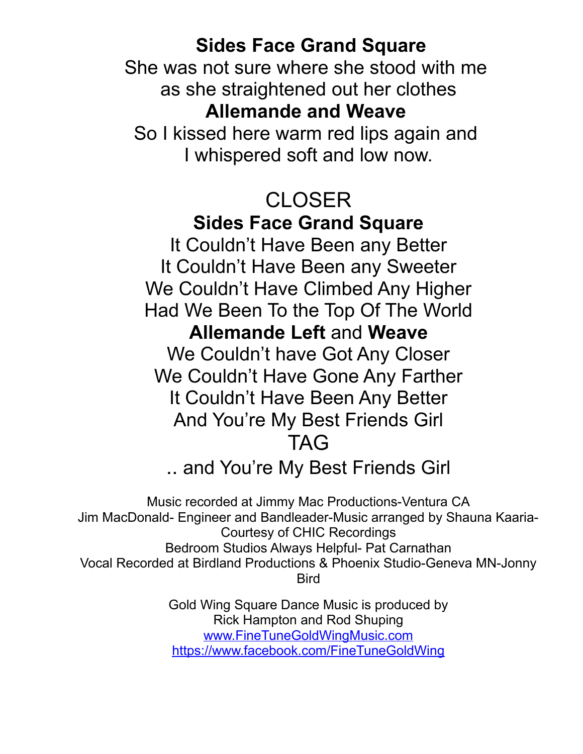**Sides Face Grand Square**

She was not sure where she stood with me
as she straightened out her clothes

**Allemande and Weave**

So I kissed here warm red lips again and
I whispered soft and low now.

## CLOSER

**Sides Face Grand Square**

It Couldn't Have Been any Better
It Couldn't Have Been any Sweeter
We Couldn't Have Climbed Any Higher
Had We Been To the Top Of The World

**Allemande Left** and **Weave**

We Couldn't have Got Any Closer
We Couldn't Have Gone Any Farther
It Couldn't Have Been Any Better
And You're My Best Friends Girl

## TAG

.. and You're My Best Friends Girl

Music recorded at Jimmy Mac Productions-Ventura CA
Jim MacDonald- Engineer and Bandleader-Music arranged by Shauna Kaaria-Courtesy of CHIC Recordings
Bedroom Studios Always Helpful- Pat Carnathan
Vocal Recorded at Birdland Productions & Phoenix Studio-Geneva MN-Jonny Bird

Gold Wing Square Dance Music is produced by
Rick Hampton and Rod Shuping
www.FineTuneGoldWingMusic.com
https://www.facebook.com/FineTuneGoldWing